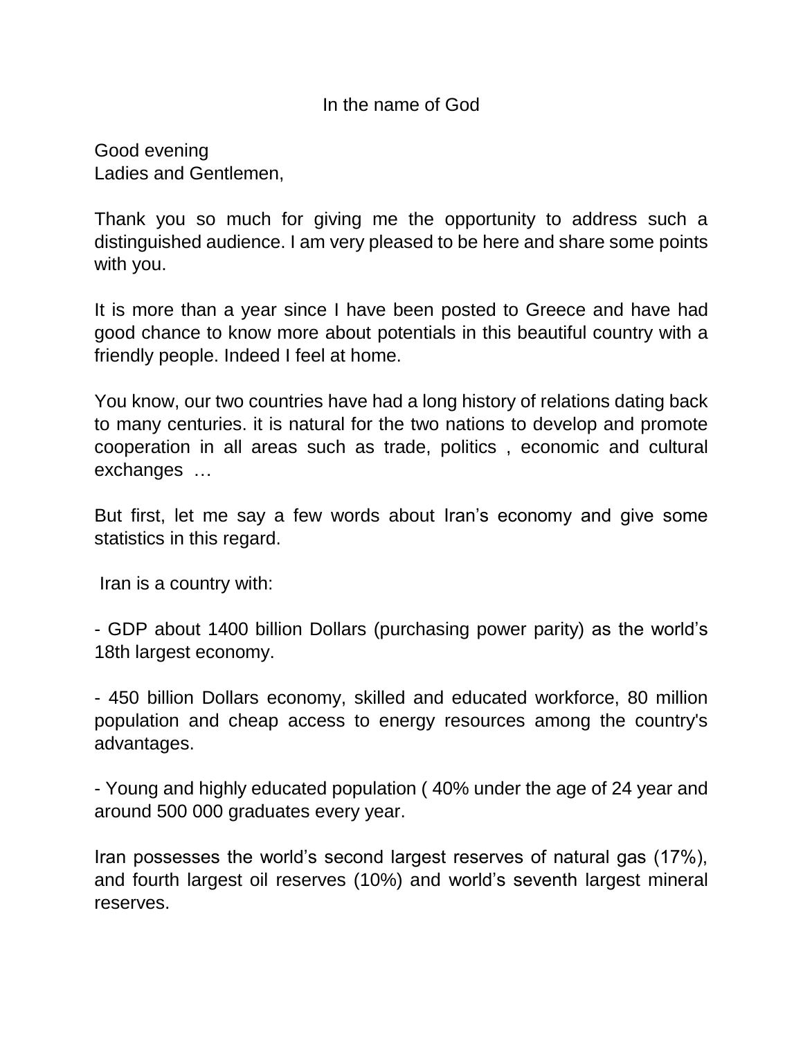In the name of God

Good evening
Ladies and Gentlemen,

Thank you so much for giving me the opportunity to address such a distinguished audience. I am very pleased to be here and share some points with you.

It is more than a year since I have been posted to Greece and have had good chance to know more about potentials in this beautiful country with a friendly people. Indeed I feel at home.

You know, our two countries have had a long history of relations dating back to many centuries. it is natural for the two nations to develop and promote cooperation in all areas such as trade, politics , economic and cultural exchanges …

But first, let me say a few words about Iran's economy and give some statistics in this regard.

Iran is a country with:

- GDP about 1400 billion Dollars (purchasing power parity) as the world's 18th largest economy.

- 450 billion Dollars economy, skilled and educated workforce, 80 million population and cheap access to energy resources among the country's advantages.

- Young and highly educated population ( 40% under the age of 24 year and around 500 000 graduates every year.

Iran possesses the world's second largest reserves of natural gas (17%), and fourth largest oil reserves (10%) and world's seventh largest mineral reserves.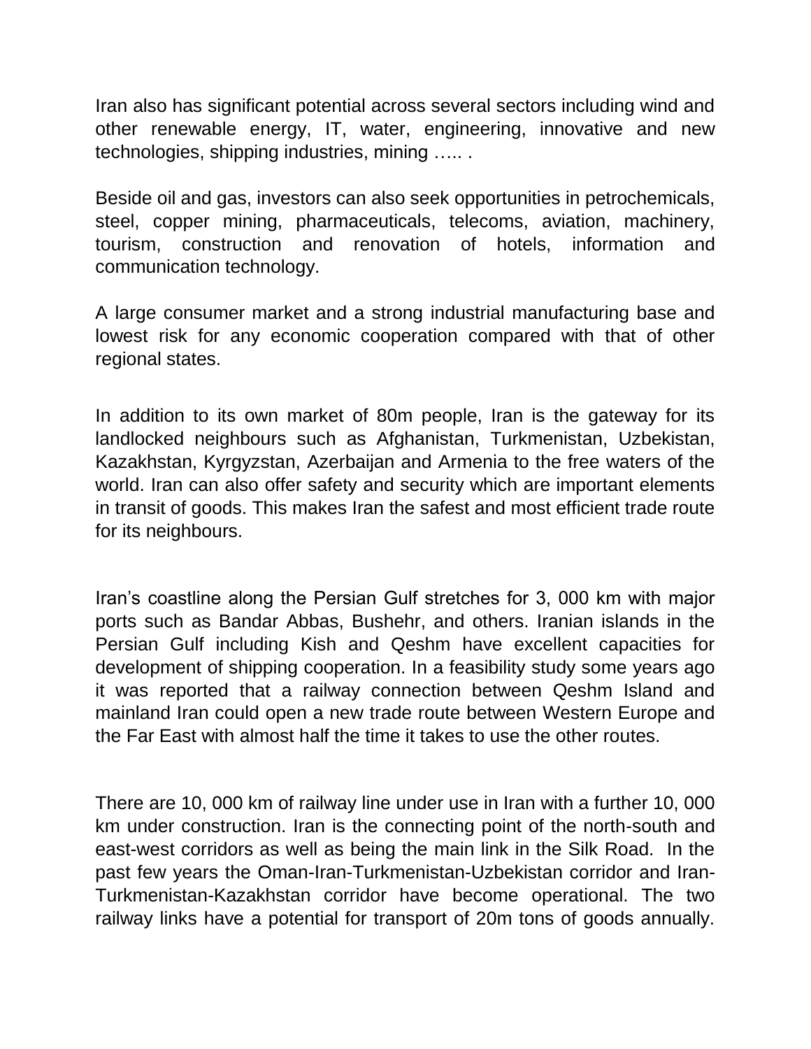Iran also has significant potential across several sectors including wind and other renewable energy, IT, water, engineering, innovative and new technologies, shipping industries, mining ….. .

Beside oil and gas, investors can also seek opportunities in petrochemicals, steel, copper mining, pharmaceuticals, telecoms, aviation, machinery, tourism, construction and renovation of hotels, information and communication technology.

A large consumer market and a strong industrial manufacturing base and lowest risk for any economic cooperation compared with that of other regional states.

In addition to its own market of 80m people, Iran is the gateway for its landlocked neighbours such as Afghanistan, Turkmenistan, Uzbekistan, Kazakhstan, Kyrgyzstan, Azerbaijan and Armenia to the free waters of the world. Iran can also offer safety and security which are important elements in transit of goods. This makes Iran the safest and most efficient trade route for its neighbours.

Iran's coastline along the Persian Gulf stretches for 3, 000 km with major ports such as Bandar Abbas, Bushehr, and others. Iranian islands in the Persian Gulf including Kish and Qeshm have excellent capacities for development of shipping cooperation. In a feasibility study some years ago it was reported that a railway connection between Qeshm Island and mainland Iran could open a new trade route between Western Europe and the Far East with almost half the time it takes to use the other routes.

There are 10, 000 km of railway line under use in Iran with a further 10, 000 km under construction. Iran is the connecting point of the north-south and east-west corridors as well as being the main link in the Silk Road. In the past few years the Oman-Iran-Turkmenistan-Uzbekistan corridor and Iran-Turkmenistan-Kazakhstan corridor have become operational. The two railway links have a potential for transport of 20m tons of goods annually.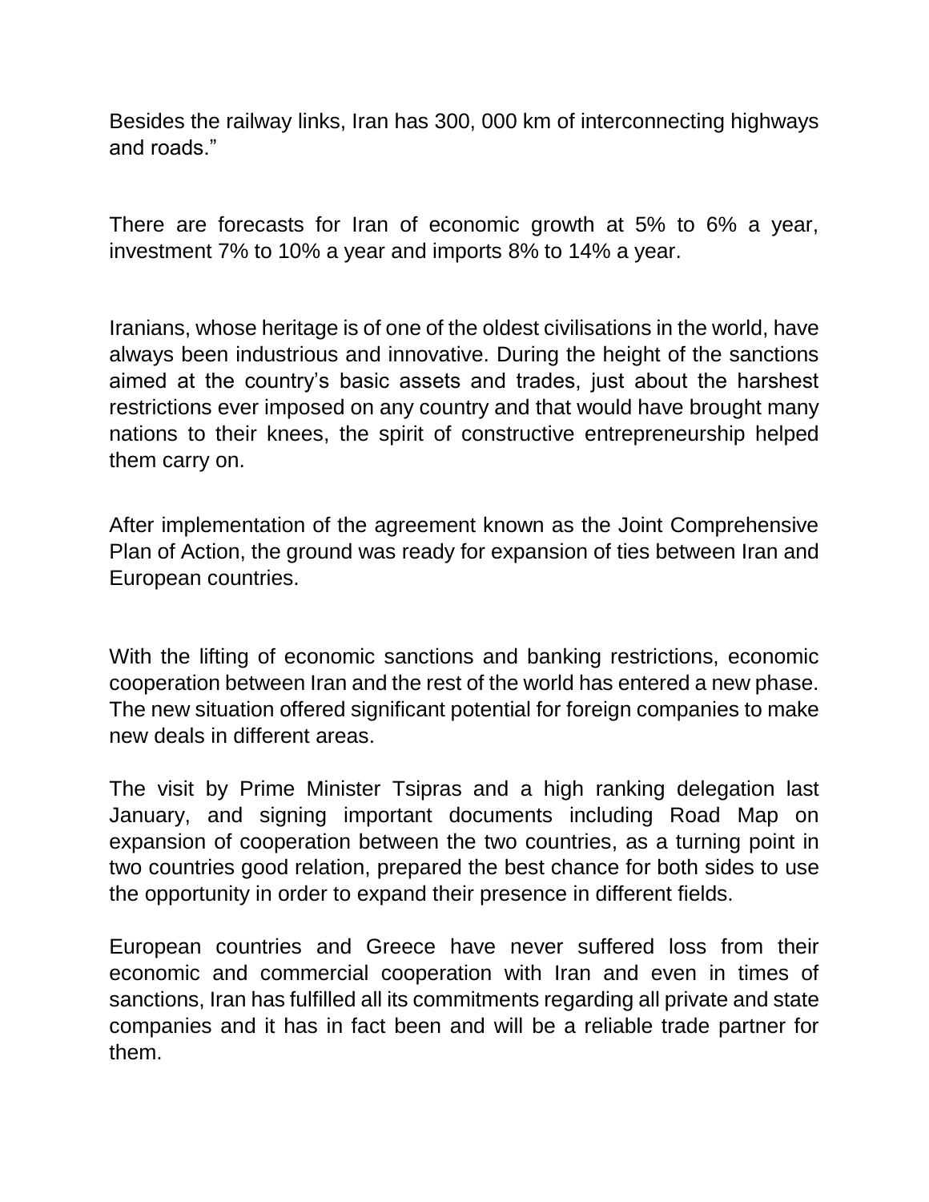Besides the railway links, Iran has 300, 000 km of interconnecting highways and roads.”

There are forecasts for Iran of economic growth at 5% to 6% a year, investment 7% to 10% a year and imports 8% to 14% a year.

Iranians, whose heritage is of one of the oldest civilisations in the world, have always been industrious and innovative. During the height of the sanctions aimed at the country’s basic assets and trades, just about the harshest restrictions ever imposed on any country and that would have brought many nations to their knees, the spirit of constructive entrepreneurship helped them carry on.

After implementation of the agreement known as the Joint Comprehensive Plan of Action, the ground was ready for expansion of ties between Iran and European countries.

With the lifting of economic sanctions and banking restrictions, economic cooperation between Iran and the rest of the world has entered a new phase. The new situation offered significant potential for foreign companies to make new deals in different areas.

The visit by Prime Minister Tsipras and a high ranking delegation last January, and signing important documents including Road Map on expansion of cooperation between the two countries, as a turning point in two countries good relation, prepared the best chance for both sides to use the opportunity in order to expand their presence in different fields.

European countries and Greece have never suffered loss from their economic and commercial cooperation with Iran and even in times of sanctions, Iran has fulfilled all its commitments regarding all private and state companies and it has in fact been and will be a reliable trade partner for them.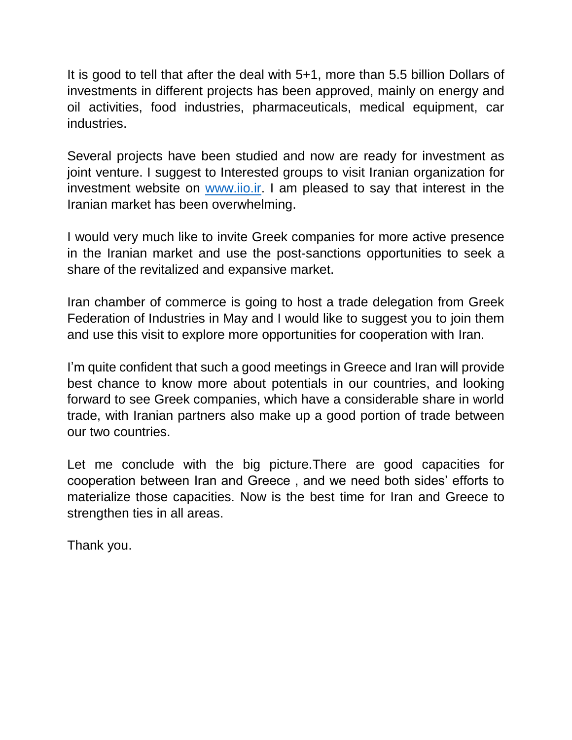It is good to tell that after the deal with 5+1, more than 5.5 billion Dollars of investments in different projects has been approved, mainly on energy and oil activities, food industries, pharmaceuticals, medical equipment, car industries.

Several projects have been studied and now are ready for investment as joint venture. I suggest to Interested groups to visit Iranian organization for investment website on [www.iio.ir](http://www.iio.ir). I am pleased to say that interest in the Iranian market has been overwhelming.

I would very much like to invite Greek companies for more active presence in the Iranian market and use the post-sanctions opportunities to seek a share of the revitalized and expansive market.

Iran chamber of commerce is going to host a trade delegation from Greek Federation of Industries in May and I would like to suggest you to join them and use this visit to explore more opportunities for cooperation with Iran.

I'm quite confident that such a good meetings in Greece and Iran will provide best chance to know more about potentials in our countries, and looking forward to see Greek companies, which have a considerable share in world trade, with Iranian partners also make up a good portion of trade between our two countries.

Let me conclude with the big picture.There are good capacities for cooperation between Iran and Greece , and we need both sides' efforts to materialize those capacities. Now is the best time for Iran and Greece to strengthen ties in all areas.

Thank you.